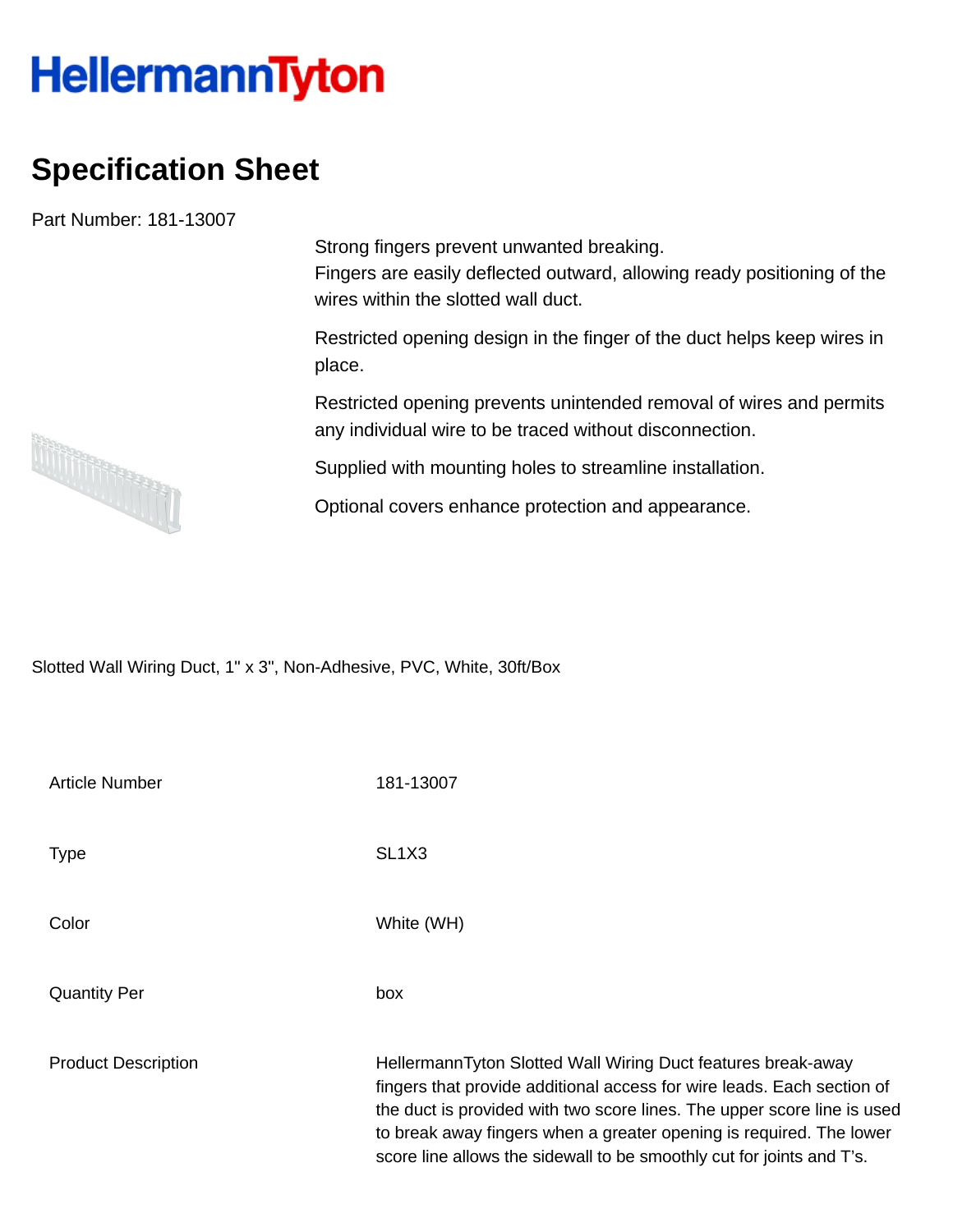HellermannTyton

# Specification Sheet

Part Number: 181-13007

Strong fingers prevent unwanted breaking.
Fingers are easily deflected outward, allowing ready positioning of the wires within the slotted wall duct.

Restricted opening design in the finger of the duct helps keep wires in place.

Restricted opening prevents unintended removal of wires and permits any individual wire to be traced without disconnection.

Supplied with mounting holes to streamline installation.

Optional covers enhance protection and appearance.

Slotted Wall Wiring Duct, 1" x 3", Non-Adhesive, PVC, White, 30ft/Box

| | |
|---|---|
| Article Number | 181-13007 |
| Type | SL1X3 |
| Color | White (WH) |
| Quantity Per | box |
| Product Description | HellermannTyton Slotted Wall Wiring Duct features break-away fingers that provide additional access for wire leads. Each section of the duct is provided with two score lines. The upper score line is used to break away fingers when a greater opening is required. The lower score line allows the sidewall to be smoothly cut for joints and T's. |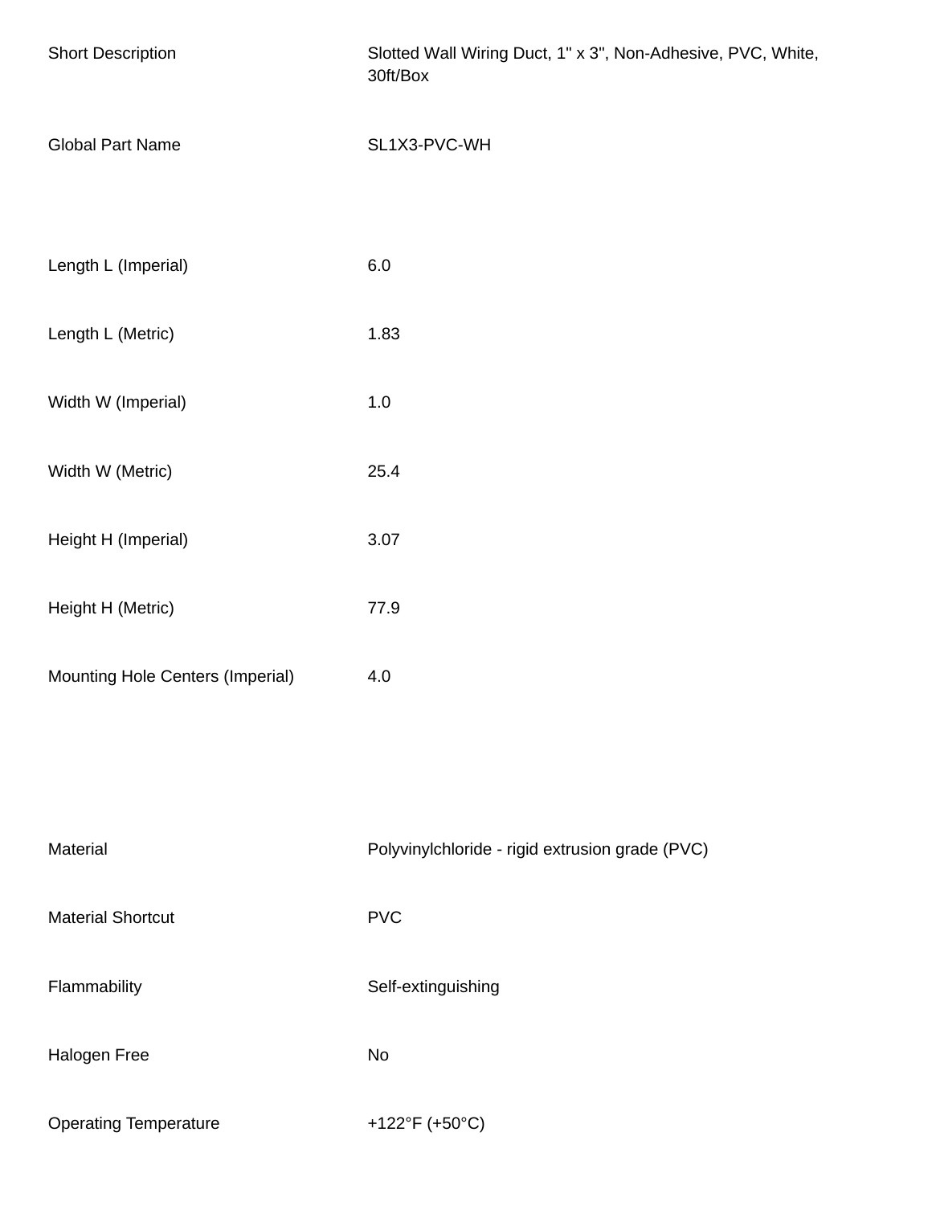| | |
|---|---|
| Short Description | Slotted Wall Wiring Duct, 1" x 3", Non-Adhesive, PVC, White, 30ft/Box |
| Global Part Name | SL1X3-PVC-WH |

| | |
|---|---|
| Length L (Imperial) | 6.0 |
| Length L (Metric) | 1.83 |
| Width W (Imperial) | 1.0 |
| Width W (Metric) | 25.4 |
| Height H (Imperial) | 3.07 |
| Height H (Metric) | 77.9 |
| Mounting Hole Centers (Imperial) | 4.0 |

| | |
|---|---|
| Material | Polyvinylchloride - rigid extrusion grade (PVC) |
| Material Shortcut | PVC |
| Flammability | Self-extinguishing |
| Halogen Free | No |
| Operating Temperature | +122°F (+50°C) |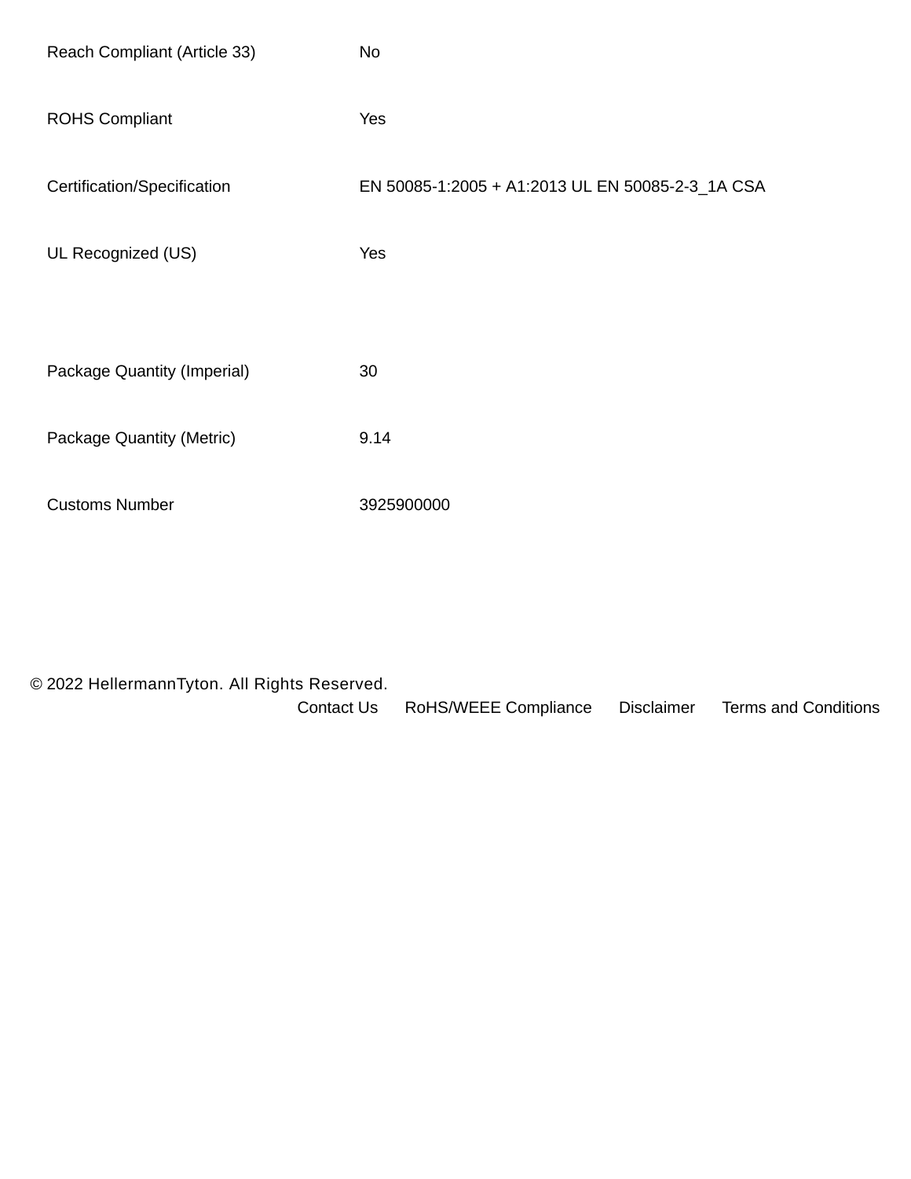| | |
|---|---|
| Reach Compliant (Article 33) | No |
| ROHS Compliant | Yes |
| Certification/Specification | EN 50085-1:2005 + A1:2013 UL EN 50085-2-3_1A CSA |
| UL Recognized (US) | Yes |

| | |
|---|---|
| Package Quantity (Imperial) | 30 |
| Package Quantity (Metric) | 9.14 |
| Customs Number | 3925900000 |

© 2022 HellermannTyton. All Rights Reserved.

Contact Us RoHS/WEEE Compliance Disclaimer Terms and Conditions